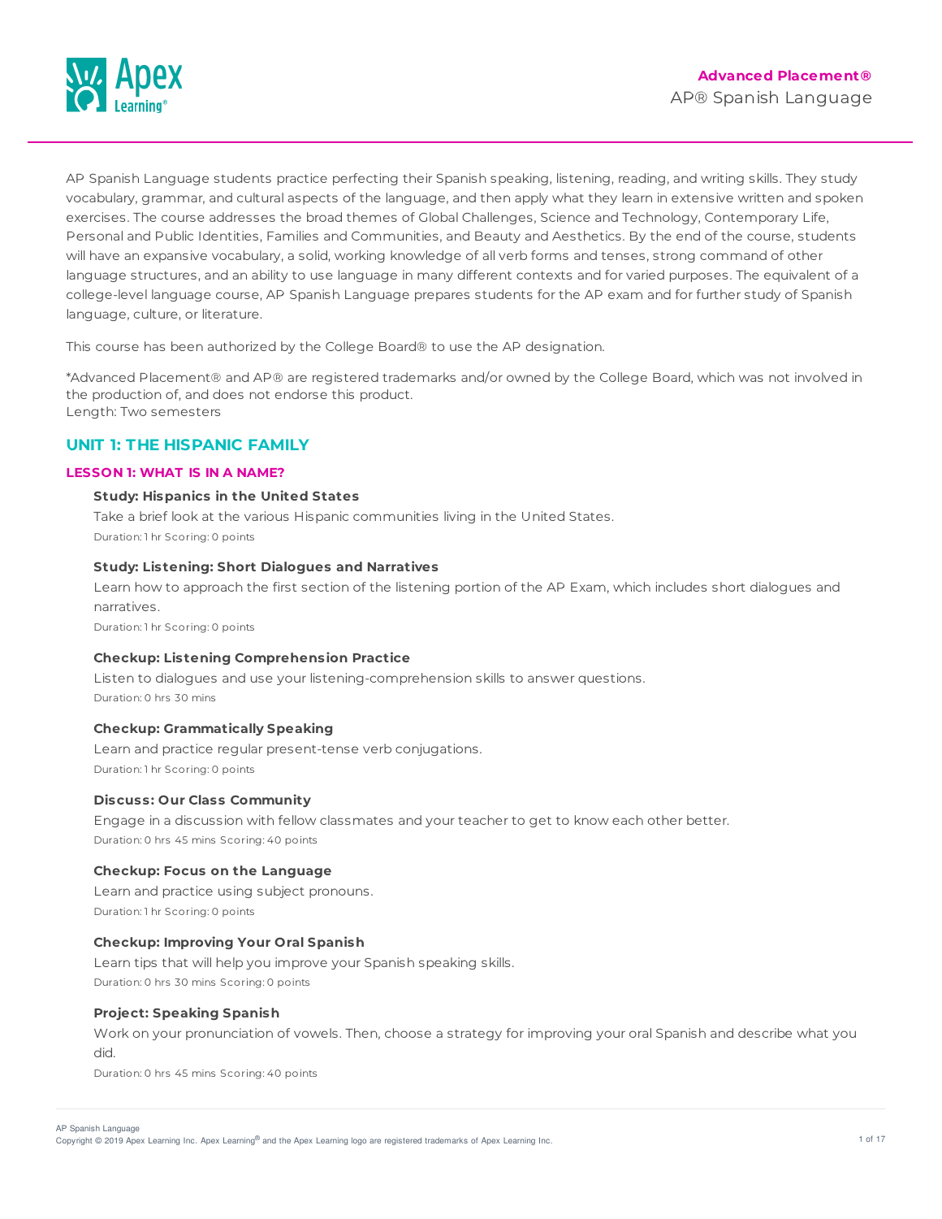# AP® Spanish Language

AP Spanish Language students practice perfecting their Spanish speaking, listening, reading, and writing skills. They study vocabulary, grammar, and cultural aspects of the language, and then apply what they learn in extensive written and spoken exercises. The course addresses the broad themes of Global Challenges, Science and Technology, Contemporary Life, Personal and Public Identities, Families and Communities, and Beauty and Aesthetics. By the end of the course, students will have an expansive vocabulary, a solid, working knowledge of all verb forms and tenses, strong command of other language structures, and an ability to use language in many different contexts and for varied purposes. The equivalent of a college-level language course, AP Spanish Language prepares students for the AP exam and for further study of Spanish language, culture, or literature.

This course has been authorized by the College Board® to use the AP designation.

*Advanced Placement® and AP® are registered trademarks and/or owned by the College Board, which was not involved in the production of, and does not endorse this product.
Length: Two semesters

## UNIT 1: THE HISPANIC FAMILY

### LESSON 1: WHAT IS IN A NAME?

**Study: Hispanics in the United States**
Take a brief look at the various Hispanic communities living in the United States.
Duration: 1 hr Scoring: 0 points

**Study: Listening: Short Dialogues and Narratives**
Learn how to approach the first section of the listening portion of the AP Exam, which includes short dialogues and narratives.
Duration: 1 hr Scoring: 0 points

**Checkup: Listening Comprehension Practice**
Listen to dialogues and use your listening-comprehension skills to answer questions.
Duration: 0 hrs 30 mins

**Checkup: Grammatically Speaking**
Learn and practice regular present-tense verb conjugations.
Duration: 1 hr Scoring: 0 points

**Discuss: Our Class Community**
Engage in a discussion with fellow classmates and your teacher to get to know each other better.
Duration: 0 hrs 45 mins Scoring: 40 points

**Checkup: Focus on the Language**
Learn and practice using subject pronouns.
Duration: 1 hr Scoring: 0 points

**Checkup: Improving Your Oral Spanish**
Learn tips that will help you improve your Spanish speaking skills.
Duration: 0 hrs 30 mins Scoring: 0 points

**Project: Speaking Spanish**
Work on your pronunciation of vowels. Then, choose a strategy for improving your oral Spanish and describe what you did.
Duration: 0 hrs 45 mins Scoring: 40 points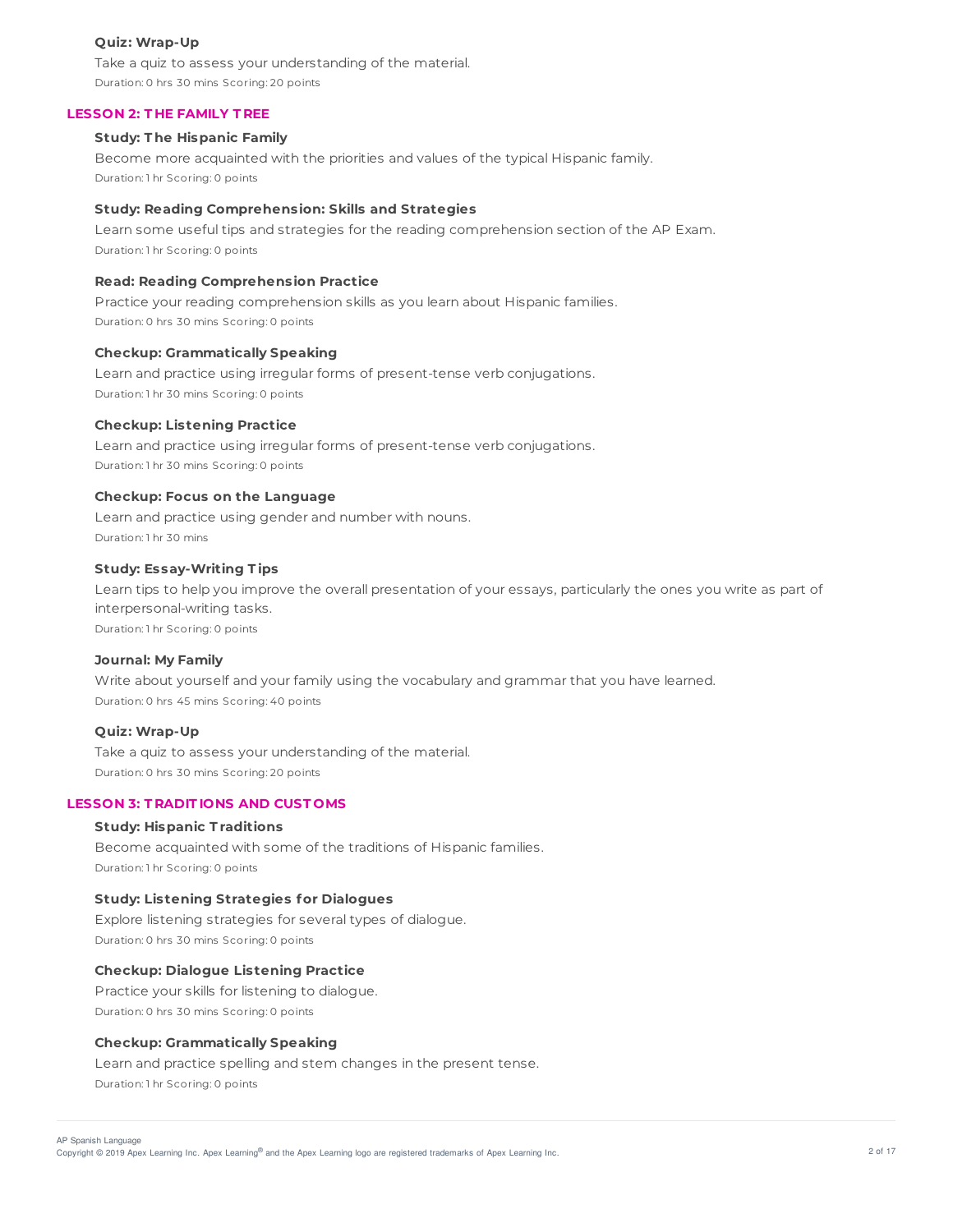**Quiz: Wrap-Up**

Take a quiz to assess your understanding of the material.

Duration: 0 hrs 30 mins Scoring: 20 points

## LESSON 2: THE FAMILY TREE

**Study: The Hispanic Family**

Become more acquainted with the priorities and values of the typical Hispanic family.

Duration: 1 hr Scoring: 0 points

**Study: Reading Comprehension: Skills and Strategies**

Learn some useful tips and strategies for the reading comprehension section of the AP Exam.

Duration: 1 hr Scoring: 0 points

**Read: Reading Comprehension Practice**

Practice your reading comprehension skills as you learn about Hispanic families.

Duration: 0 hrs 30 mins Scoring: 0 points

**Checkup: Grammatically Speaking**

Learn and practice using irregular forms of present-tense verb conjugations.

Duration: 1 hr 30 mins Scoring: 0 points

**Checkup: Listening Practice**

Learn and practice using irregular forms of present-tense verb conjugations.

Duration: 1 hr 30 mins Scoring: 0 points

**Checkup: Focus on the Language**

Learn and practice using gender and number with nouns.

Duration: 1 hr 30 mins

**Study: Essay-Writing Tips**

Learn tips to help you improve the overall presentation of your essays, particularly the ones you write as part of interpersonal-writing tasks.

Duration: 1 hr Scoring: 0 points

**Journal: My Family**

Write about yourself and your family using the vocabulary and grammar that you have learned.

Duration: 0 hrs 45 mins Scoring: 40 points

**Quiz: Wrap-Up**

Take a quiz to assess your understanding of the material.

Duration: 0 hrs 30 mins Scoring: 20 points

## LESSON 3: TRADITIONS AND CUSTOMS

**Study: Hispanic Traditions**

Become acquainted with some of the traditions of Hispanic families.

Duration: 1 hr Scoring: 0 points

**Study: Listening Strategies for Dialogues**

Explore listening strategies for several types of dialogue.

Duration: 0 hrs 30 mins Scoring: 0 points

**Checkup: Dialogue Listening Practice**

Practice your skills for listening to dialogue.

Duration: 0 hrs 30 mins Scoring: 0 points

**Checkup: Grammatically Speaking**

Learn and practice spelling and stem changes in the present tense.

Duration: 1 hr Scoring: 0 points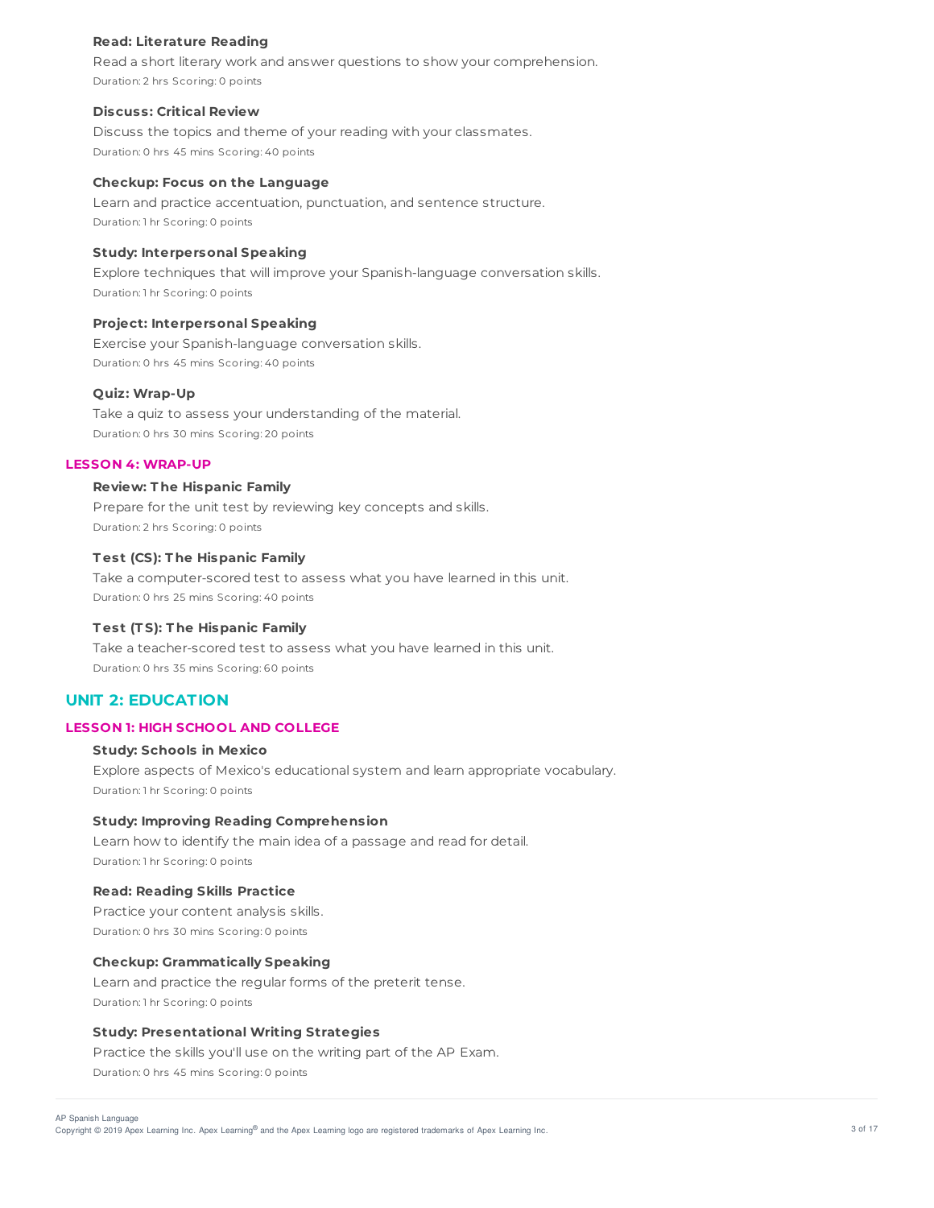**Read: Literature Reading**

Read a short literary work and answer questions to show your comprehension.

Duration: 2 hrs Scoring: 0 points

**Discuss: Critical Review**

Discuss the topics and theme of your reading with your classmates.

Duration: 0 hrs 45 mins Scoring: 40 points

**Checkup: Focus on the Language**

Learn and practice accentuation, punctuation, and sentence structure.

Duration: 1 hr Scoring: 0 points

**Study: Interpersonal Speaking**

Explore techniques that will improve your Spanish-language conversation skills.

Duration: 1 hr Scoring: 0 points

**Project: Interpersonal Speaking**

Exercise your Spanish-language conversation skills.

Duration: 0 hrs 45 mins Scoring: 40 points

**Quiz: Wrap-Up**

Take a quiz to assess your understanding of the material.

Duration: 0 hrs 30 mins Scoring: 20 points

### LESSON 4: WRAP-UP

**Review: The Hispanic Family**

Prepare for the unit test by reviewing key concepts and skills.

Duration: 2 hrs Scoring: 0 points

**Test (CS): The Hispanic Family**

Take a computer-scored test to assess what you have learned in this unit.

Duration: 0 hrs 25 mins Scoring: 40 points

**Test (TS): The Hispanic Family**

Take a teacher-scored test to assess what you have learned in this unit.

Duration: 0 hrs 35 mins Scoring: 60 points

## UNIT 2: EDUCATION

### LESSON 1: HIGH SCHOOL AND COLLEGE

**Study: Schools in Mexico**

Explore aspects of Mexico's educational system and learn appropriate vocabulary.

Duration: 1 hr Scoring: 0 points

**Study: Improving Reading Comprehension**

Learn how to identify the main idea of a passage and read for detail.

Duration: 1 hr Scoring: 0 points

**Read: Reading Skills Practice**

Practice your content analysis skills.

Duration: 0 hrs 30 mins Scoring: 0 points

**Checkup: Grammatically Speaking**

Learn and practice the regular forms of the preterit tense.

Duration: 1 hr Scoring: 0 points

**Study: Presentational Writing Strategies**

Practice the skills you'll use on the writing part of the AP Exam.

Duration: 0 hrs 45 mins Scoring: 0 points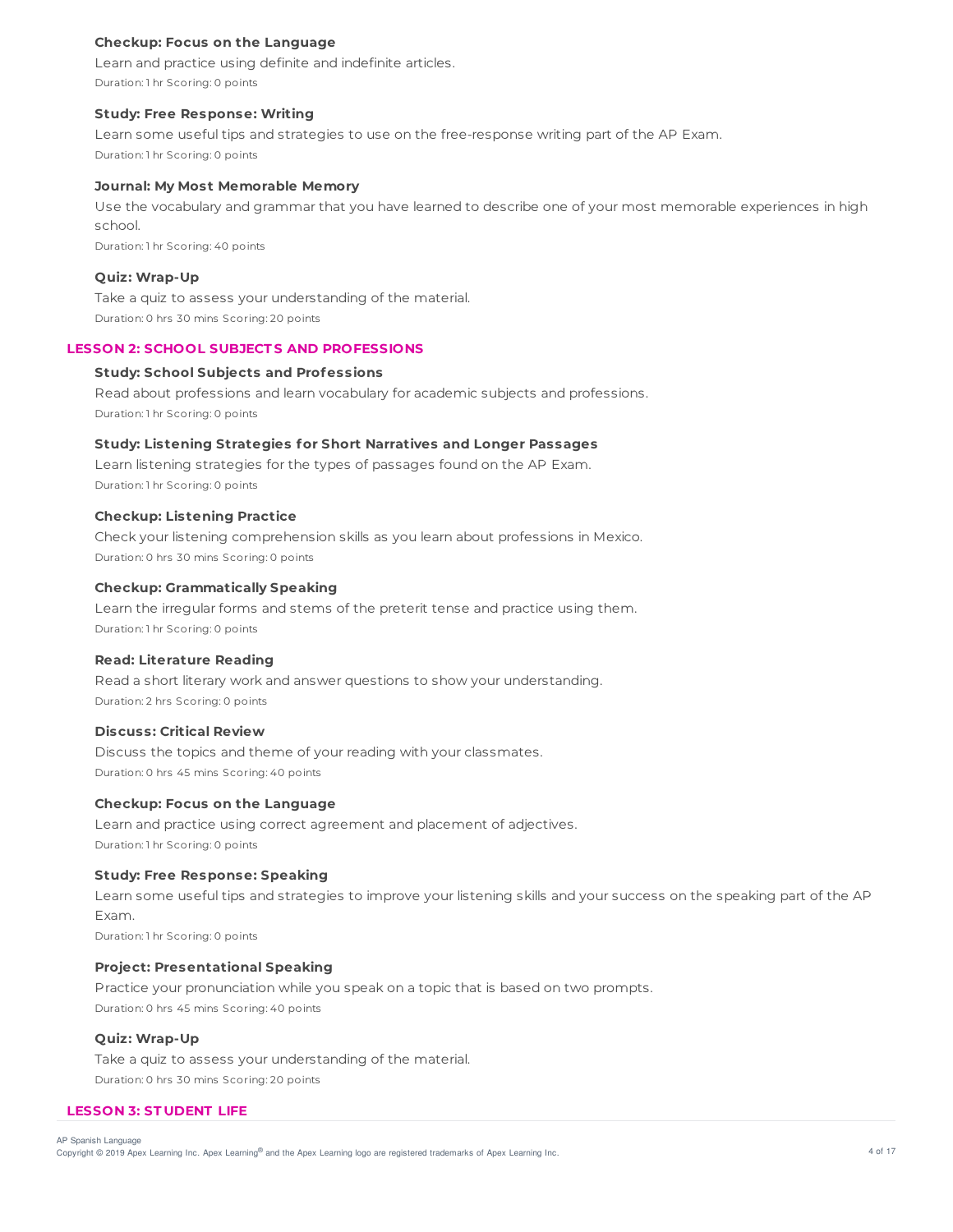#### Checkup: Focus on the Language

Learn and practice using definite and indefinite articles.

Duration: 1 hr Scoring: 0 points

#### Study: Free Response: Writing

Learn some useful tips and strategies to use on the free-response writing part of the AP Exam.

Duration: 1 hr Scoring: 0 points

#### Journal: My Most Memorable Memory

Use the vocabulary and grammar that you have learned to describe one of your most memorable experiences in high school.

Duration: 1 hr Scoring: 40 points

#### Quiz: Wrap-Up

Take a quiz to assess your understanding of the material.

Duration: 0 hrs 30 mins Scoring: 20 points

### LESSON 2: SCHOOL SUBJECTS AND PROFESSIONS

#### Study: School Subjects and Professions

Read about professions and learn vocabulary for academic subjects and professions.

Duration: 1 hr Scoring: 0 points

#### Study: Listening Strategies for Short Narratives and Longer Passages

Learn listening strategies for the types of passages found on the AP Exam.

Duration: 1 hr Scoring: 0 points

#### Checkup: Listening Practice

Check your listening comprehension skills as you learn about professions in Mexico.

Duration: 0 hrs 30 mins Scoring: 0 points

#### Checkup: Grammatically Speaking

Learn the irregular forms and stems of the preterit tense and practice using them.

Duration: 1 hr Scoring: 0 points

#### Read: Literature Reading

Read a short literary work and answer questions to show your understanding.

Duration: 2 hrs Scoring: 0 points

#### Discuss: Critical Review

Discuss the topics and theme of your reading with your classmates.

Duration: 0 hrs 45 mins Scoring: 40 points

#### Checkup: Focus on the Language

Learn and practice using correct agreement and placement of adjectives.

Duration: 1 hr Scoring: 0 points

#### Study: Free Response: Speaking

Learn some useful tips and strategies to improve your listening skills and your success on the speaking part of the AP Exam.

Duration: 1 hr Scoring: 0 points

#### Project: Presentational Speaking

Practice your pronunciation while you speak on a topic that is based on two prompts.

Duration: 0 hrs 45 mins Scoring: 40 points

#### Quiz: Wrap-Up

Take a quiz to assess your understanding of the material.

Duration: 0 hrs 30 mins Scoring: 20 points

### LESSON 3: STUDENT LIFE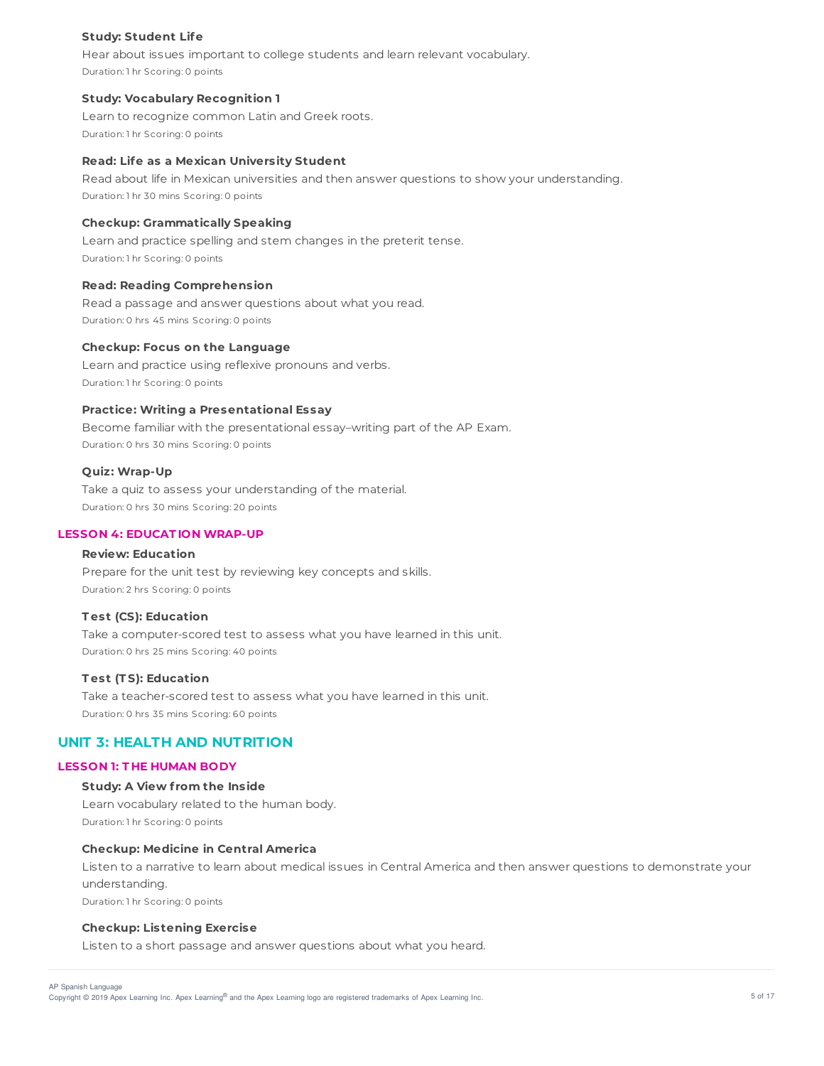**Study: Student Life**

Hear about issues important to college students and learn relevant vocabulary.

Duration: 1 hr Scoring: 0 points

**Study: Vocabulary Recognition 1**

Learn to recognize common Latin and Greek roots.

Duration: 1 hr Scoring: 0 points

**Read: Life as a Mexican University Student**

Read about life in Mexican universities and then answer questions to show your understanding.

Duration: 1 hr 30 mins Scoring: 0 points

**Checkup: Grammatically Speaking**

Learn and practice spelling and stem changes in the preterit tense.

Duration: 1 hr Scoring: 0 points

**Read: Reading Comprehension**

Read a passage and answer questions about what you read.

Duration: 0 hrs 45 mins Scoring: 0 points

**Checkup: Focus on the Language**

Learn and practice using reflexive pronouns and verbs.

Duration: 1 hr Scoring: 0 points

**Practice: Writing a Presentational Essay**

Become familiar with the presentational essay–writing part of the AP Exam.

Duration: 0 hrs 30 mins Scoring: 0 points

**Quiz: Wrap-Up**

Take a quiz to assess your understanding of the material.

Duration: 0 hrs 30 mins Scoring: 20 points

### LESSON 4: EDUCATION WRAP-UP

**Review: Education**

Prepare for the unit test by reviewing key concepts and skills.

Duration: 2 hrs Scoring: 0 points

**Test (CS): Education**

Take a computer-scored test to assess what you have learned in this unit.

Duration: 0 hrs 25 mins Scoring: 40 points

**Test (TS): Education**

Take a teacher-scored test to assess what you have learned in this unit.

Duration: 0 hrs 35 mins Scoring: 60 points

## UNIT 3: HEALTH AND NUTRITION

### LESSON 1: THE HUMAN BODY

**Study: A View from the Inside**

Learn vocabulary related to the human body.

Duration: 1 hr Scoring: 0 points

**Checkup: Medicine in Central America**

Listen to a narrative to learn about medical issues in Central America and then answer questions to demonstrate your understanding.

Duration: 1 hr Scoring: 0 points

**Checkup: Listening Exercise**

Listen to a short passage and answer questions about what you heard.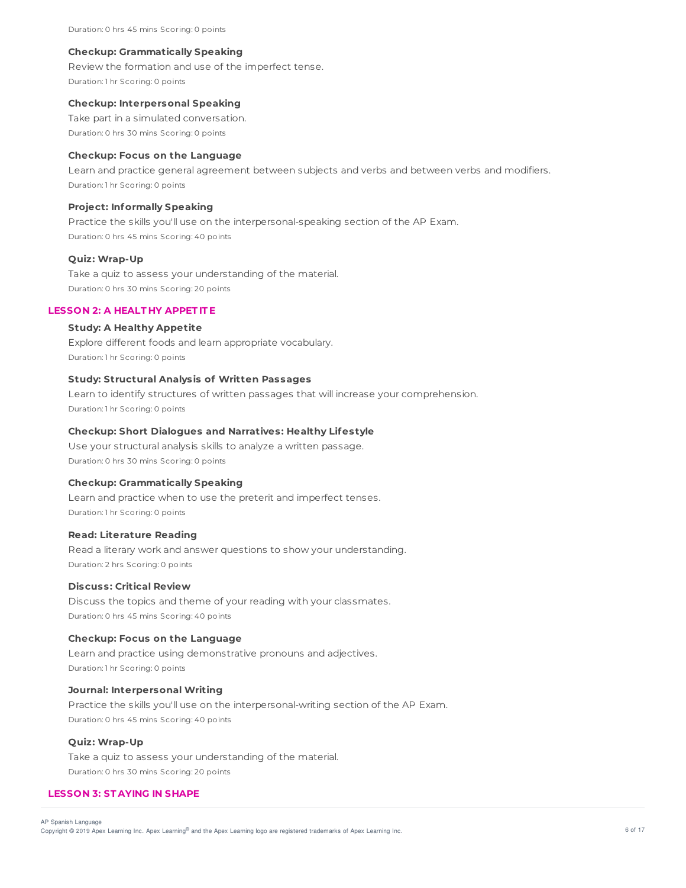Duration: 0 hrs 45 mins Scoring: 0 points

**Checkup: Grammatically Speaking**

Review the formation and use of the imperfect tense.

Duration: 1 hr Scoring: 0 points

**Checkup: Interpersonal Speaking**

Take part in a simulated conversation.

Duration: 0 hrs 30 mins Scoring: 0 points

**Checkup: Focus on the Language**

Learn and practice general agreement between subjects and verbs and between verbs and modifiers.

Duration: 1 hr Scoring: 0 points

**Project: Informally Speaking**

Practice the skills you'll use on the interpersonal-speaking section of the AP Exam.

Duration: 0 hrs 45 mins Scoring: 40 points

**Quiz: Wrap-Up**

Take a quiz to assess your understanding of the material.

Duration: 0 hrs 30 mins Scoring: 20 points

## LESSON 2: A HEALTHY APPETITE

**Study: A Healthy Appetite**

Explore different foods and learn appropriate vocabulary.

Duration: 1 hr Scoring: 0 points

**Study: Structural Analysis of Written Passages**

Learn to identify structures of written passages that will increase your comprehension.

Duration: 1 hr Scoring: 0 points

**Checkup: Short Dialogues and Narratives: Healthy Lifestyle**

Use your structural analysis skills to analyze a written passage.

Duration: 0 hrs 30 mins Scoring: 0 points

**Checkup: Grammatically Speaking**

Learn and practice when to use the preterit and imperfect tenses.

Duration: 1 hr Scoring: 0 points

**Read: Literature Reading**

Read a literary work and answer questions to show your understanding.

Duration: 2 hrs Scoring: 0 points

**Discuss: Critical Review**

Discuss the topics and theme of your reading with your classmates.

Duration: 0 hrs 45 mins Scoring: 40 points

**Checkup: Focus on the Language**

Learn and practice using demonstrative pronouns and adjectives.

Duration: 1 hr Scoring: 0 points

**Journal: Interpersonal Writing**

Practice the skills you'll use on the interpersonal-writing section of the AP Exam.

Duration: 0 hrs 45 mins Scoring: 40 points

**Quiz: Wrap-Up**

Take a quiz to assess your understanding of the material.

Duration: 0 hrs 30 mins Scoring: 20 points

## LESSON 3: STAYING IN SHAPE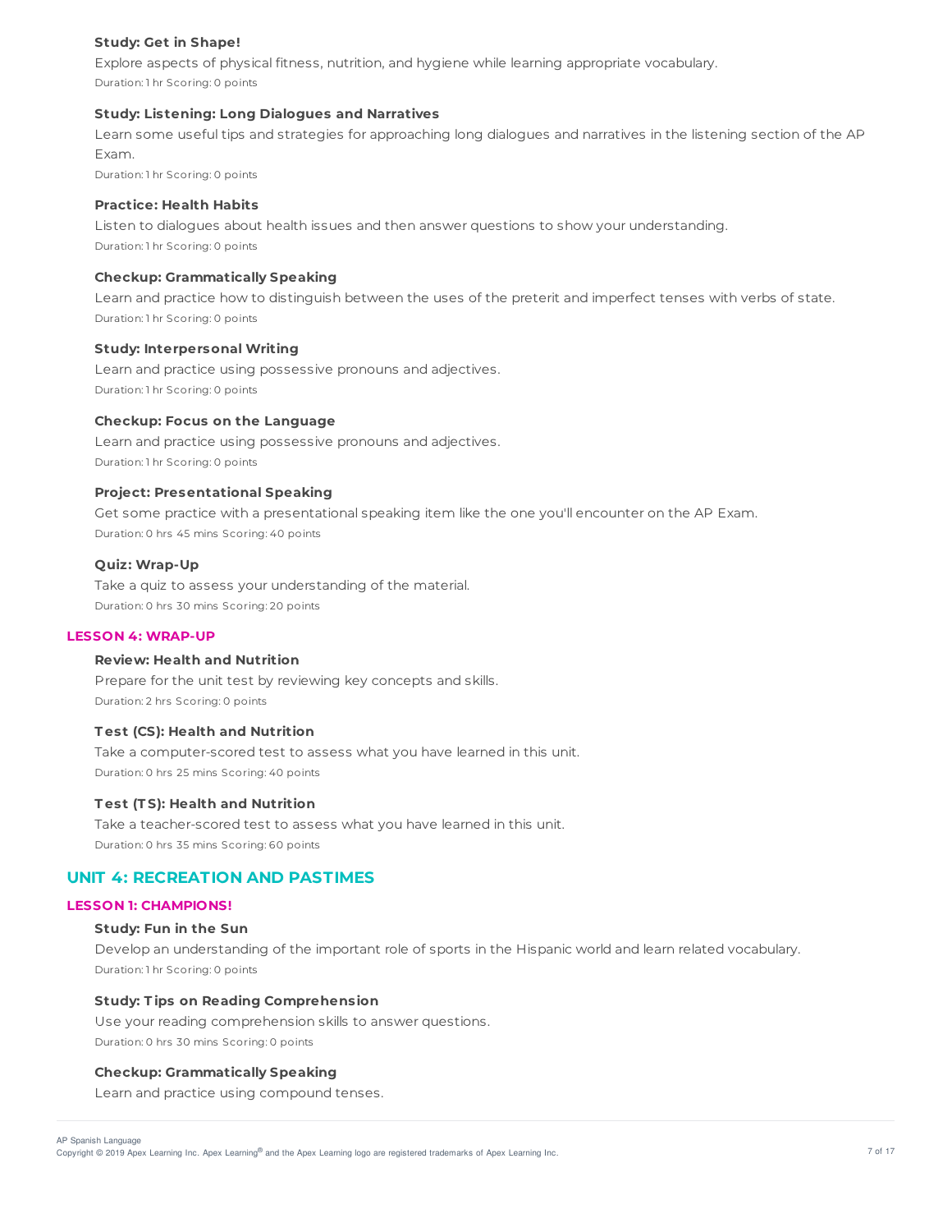**Study: Get in Shape!**

Explore aspects of physical fitness, nutrition, and hygiene while learning appropriate vocabulary.

Duration: 1 hr Scoring: 0 points

**Study: Listening: Long Dialogues and Narratives**

Learn some useful tips and strategies for approaching long dialogues and narratives in the listening section of the AP Exam.

Duration: 1 hr Scoring: 0 points

**Practice: Health Habits**

Listen to dialogues about health issues and then answer questions to show your understanding.

Duration: 1 hr Scoring: 0 points

**Checkup: Grammatically Speaking**

Learn and practice how to distinguish between the uses of the preterit and imperfect tenses with verbs of state.

Duration: 1 hr Scoring: 0 points

**Study: Interpersonal Writing**

Learn and practice using possessive pronouns and adjectives.

Duration: 1 hr Scoring: 0 points

**Checkup: Focus on the Language**

Learn and practice using possessive pronouns and adjectives.

Duration: 1 hr Scoring: 0 points

**Project: Presentational Speaking**

Get some practice with a presentational speaking item like the one you'll encounter on the AP Exam.

Duration: 0 hrs 45 mins Scoring: 40 points

**Quiz: Wrap-Up**

Take a quiz to assess your understanding of the material.

Duration: 0 hrs 30 mins Scoring: 20 points

### LESSON 4: WRAP-UP

**Review: Health and Nutrition**

Prepare for the unit test by reviewing key concepts and skills.

Duration: 2 hrs Scoring: 0 points

**Test (CS): Health and Nutrition**

Take a computer-scored test to assess what you have learned in this unit.

Duration: 0 hrs 25 mins Scoring: 40 points

**Test (TS): Health and Nutrition**

Take a teacher-scored test to assess what you have learned in this unit.

Duration: 0 hrs 35 mins Scoring: 60 points

## UNIT 4: RECREATION AND PASTIMES

### LESSON 1: CHAMPIONS!

**Study: Fun in the Sun**

Develop an understanding of the important role of sports in the Hispanic world and learn related vocabulary.

Duration: 1 hr Scoring: 0 points

**Study: Tips on Reading Comprehension**

Use your reading comprehension skills to answer questions.

Duration: 0 hrs 30 mins Scoring: 0 points

**Checkup: Grammatically Speaking**

Learn and practice using compound tenses.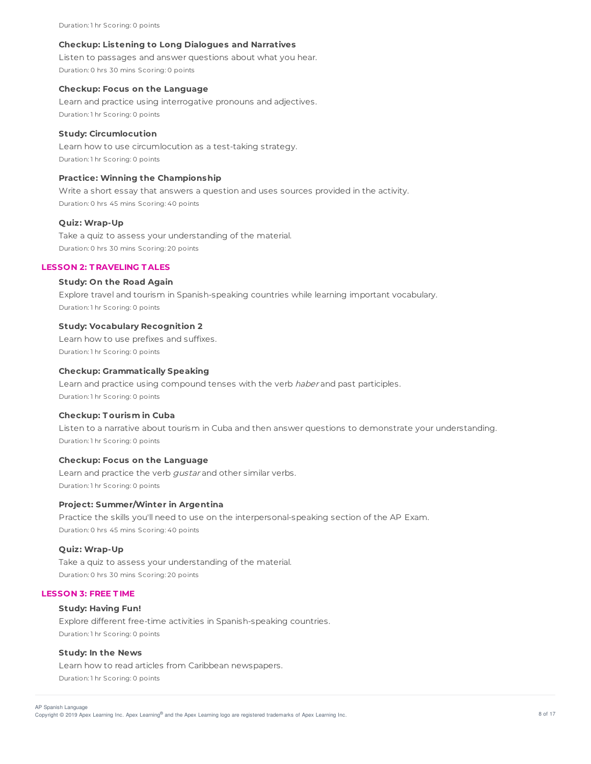Duration: 1 hr Scoring: 0 points

**Checkup: Listening to Long Dialogues and Narratives**

Listen to passages and answer questions about what you hear.

Duration: 0 hrs 30 mins Scoring: 0 points

**Checkup: Focus on the Language**

Learn and practice using interrogative pronouns and adjectives.

Duration: 1 hr Scoring: 0 points

**Study: Circumlocution**

Learn how to use circumlocution as a test-taking strategy.

Duration: 1 hr Scoring: 0 points

**Practice: Winning the Championship**

Write a short essay that answers a question and uses sources provided in the activity.

Duration: 0 hrs 45 mins Scoring: 40 points

**Quiz: Wrap-Up**

Take a quiz to assess your understanding of the material.

Duration: 0 hrs 30 mins Scoring: 20 points

## LESSON 2: TRAVELING TALES

**Study: On the Road Again**

Explore travel and tourism in Spanish-speaking countries while learning important vocabulary.

Duration: 1 hr Scoring: 0 points

**Study: Vocabulary Recognition 2**

Learn how to use prefixes and suffixes.

Duration: 1 hr Scoring: 0 points

**Checkup: Grammatically Speaking**

Learn and practice using compound tenses with the verb *haber* and past participles.

Duration: 1 hr Scoring: 0 points

**Checkup: Tourism in Cuba**

Listen to a narrative about tourism in Cuba and then answer questions to demonstrate your understanding.

Duration: 1 hr Scoring: 0 points

**Checkup: Focus on the Language**

Learn and practice the verb *gustar* and other similar verbs.

Duration: 1 hr Scoring: 0 points

**Project: Summer/Winter in Argentina**

Practice the skills you'll need to use on the interpersonal-speaking section of the AP Exam.

Duration: 0 hrs 45 mins Scoring: 40 points

**Quiz: Wrap-Up**

Take a quiz to assess your understanding of the material.

Duration: 0 hrs 30 mins Scoring: 20 points

## LESSON 3: FREE TIME

**Study: Having Fun!**

Explore different free-time activities in Spanish-speaking countries.

Duration: 1 hr Scoring: 0 points

**Study: In the News**

Learn how to read articles from Caribbean newspapers.

Duration: 1 hr Scoring: 0 points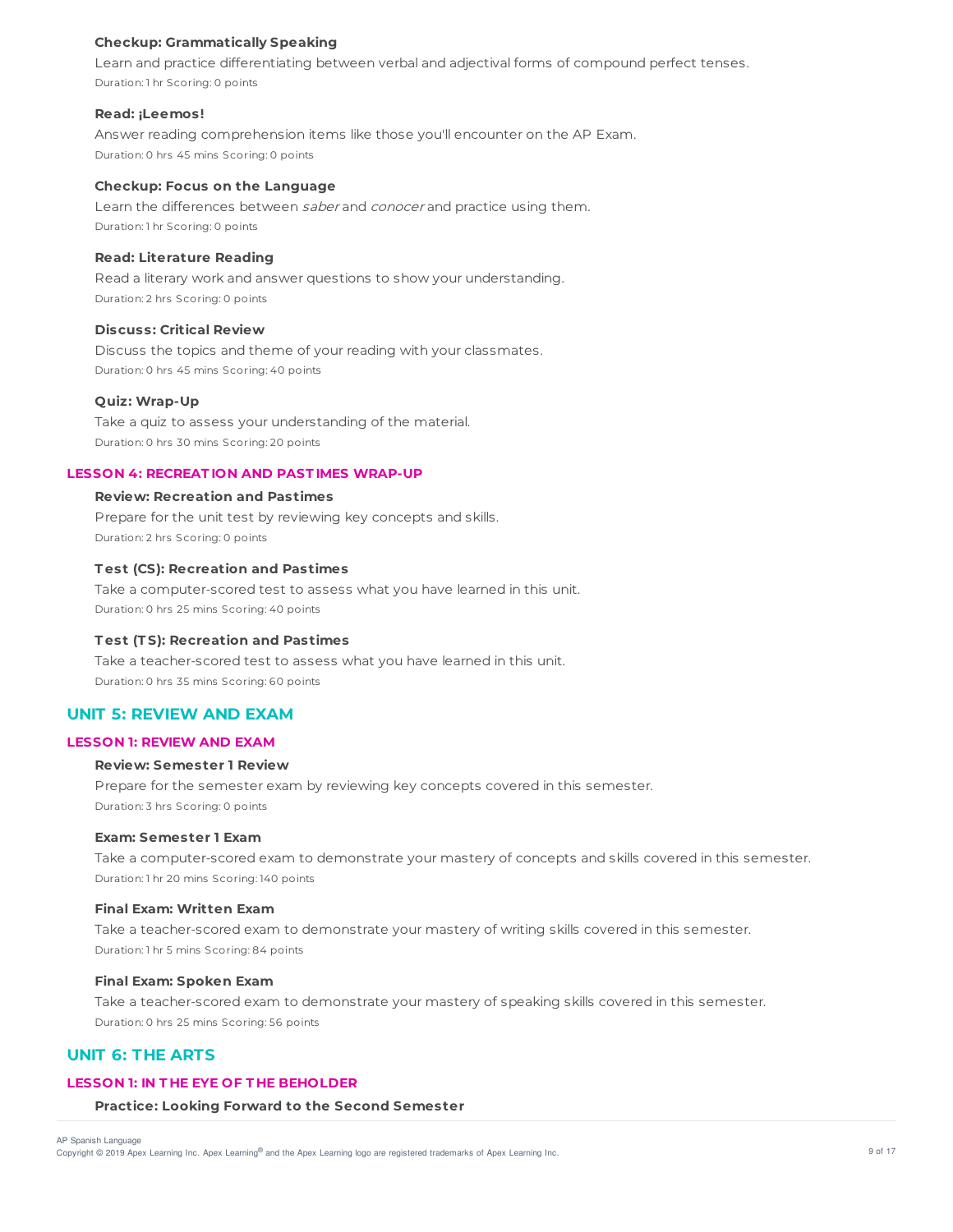**Checkup: Grammatically Speaking**

Learn and practice differentiating between verbal and adjectival forms of compound perfect tenses.

Duration: 1 hr Scoring: 0 points

**Read: ¡Leemos!**

Answer reading comprehension items like those you'll encounter on the AP Exam.

Duration: 0 hrs 45 mins Scoring: 0 points

**Checkup: Focus on the Language**

Learn the differences between *saber* and *conocer* and practice using them.

Duration: 1 hr Scoring: 0 points

**Read: Literature Reading**

Read a literary work and answer questions to show your understanding.

Duration: 2 hrs Scoring: 0 points

**Discuss: Critical Review**

Discuss the topics and theme of your reading with your classmates.

Duration: 0 hrs 45 mins Scoring: 40 points

**Quiz: Wrap-Up**

Take a quiz to assess your understanding of the material.

Duration: 0 hrs 30 mins Scoring: 20 points

### LESSON 4: RECREATION AND PASTIMES WRAP-UP

**Review: Recreation and Pastimes**

Prepare for the unit test by reviewing key concepts and skills.

Duration: 2 hrs Scoring: 0 points

**Test (CS): Recreation and Pastimes**

Take a computer-scored test to assess what you have learned in this unit.

Duration: 0 hrs 25 mins Scoring: 40 points

**Test (TS): Recreation and Pastimes**

Take a teacher-scored test to assess what you have learned in this unit.

Duration: 0 hrs 35 mins Scoring: 60 points

## UNIT 5: REVIEW AND EXAM

### LESSON 1: REVIEW AND EXAM

**Review: Semester 1 Review**

Prepare for the semester exam by reviewing key concepts covered in this semester.

Duration: 3 hrs Scoring: 0 points

**Exam: Semester 1 Exam**

Take a computer-scored exam to demonstrate your mastery of concepts and skills covered in this semester.

Duration: 1 hr 20 mins Scoring: 140 points

**Final Exam: Written Exam**

Take a teacher-scored exam to demonstrate your mastery of writing skills covered in this semester.

Duration: 1 hr 5 mins Scoring: 84 points

**Final Exam: Spoken Exam**

Take a teacher-scored exam to demonstrate your mastery of speaking skills covered in this semester.

Duration: 0 hrs 25 mins Scoring: 56 points

## UNIT 6: THE ARTS

### LESSON 1: IN THE EYE OF THE BEHOLDER

**Practice: Looking Forward to the Second Semester**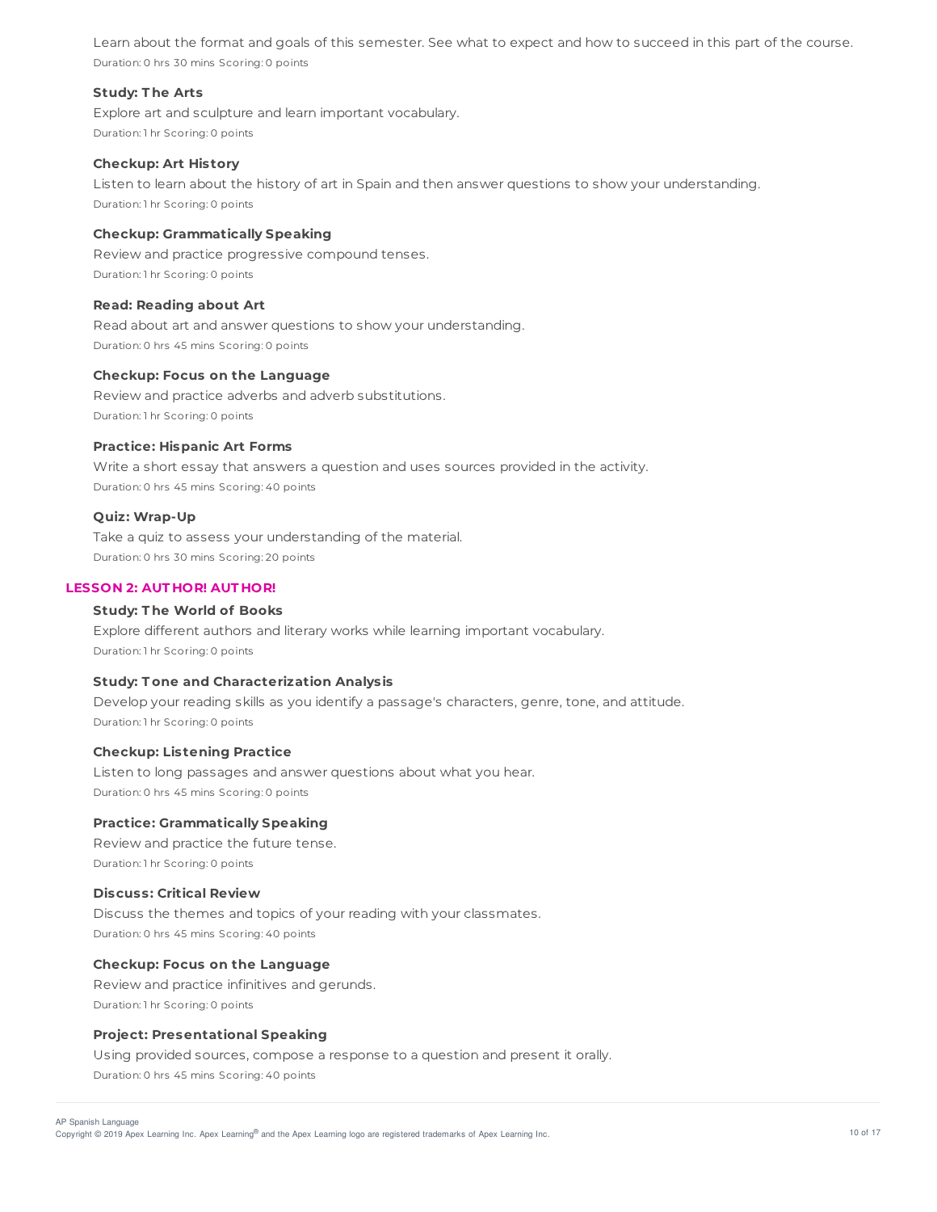Learn about the format and goals of this semester. See what to expect and how to succeed in this part of the course.

Duration: 0 hrs 30 mins Scoring: 0 points

**Study: The Arts**

Explore art and sculpture and learn important vocabulary.

Duration: 1 hr Scoring: 0 points

**Checkup: Art History**

Listen to learn about the history of art in Spain and then answer questions to show your understanding.

Duration: 1 hr Scoring: 0 points

**Checkup: Grammatically Speaking**

Review and practice progressive compound tenses.

Duration: 1 hr Scoring: 0 points

**Read: Reading about Art**

Read about art and answer questions to show your understanding.

Duration: 0 hrs 45 mins Scoring: 0 points

**Checkup: Focus on the Language**

Review and practice adverbs and adverb substitutions.

Duration: 1 hr Scoring: 0 points

**Practice: Hispanic Art Forms**

Write a short essay that answers a question and uses sources provided in the activity.

Duration: 0 hrs 45 mins Scoring: 40 points

**Quiz: Wrap-Up**

Take a quiz to assess your understanding of the material.

Duration: 0 hrs 30 mins Scoring: 20 points

## LESSON 2: AUTHOR! AUTHOR!

**Study: The World of Books**

Explore different authors and literary works while learning important vocabulary.

Duration: 1 hr Scoring: 0 points

**Study: Tone and Characterization Analysis**

Develop your reading skills as you identify a passage's characters, genre, tone, and attitude.

Duration: 1 hr Scoring: 0 points

**Checkup: Listening Practice**

Listen to long passages and answer questions about what you hear.

Duration: 0 hrs 45 mins Scoring: 0 points

**Practice: Grammatically Speaking**

Review and practice the future tense.

Duration: 1 hr Scoring: 0 points

**Discuss: Critical Review**

Discuss the themes and topics of your reading with your classmates.

Duration: 0 hrs 45 mins Scoring: 40 points

**Checkup: Focus on the Language**

Review and practice infinitives and gerunds.

Duration: 1 hr Scoring: 0 points

**Project: Presentational Speaking**

Using provided sources, compose a response to a question and present it orally.

Duration: 0 hrs 45 mins Scoring: 40 points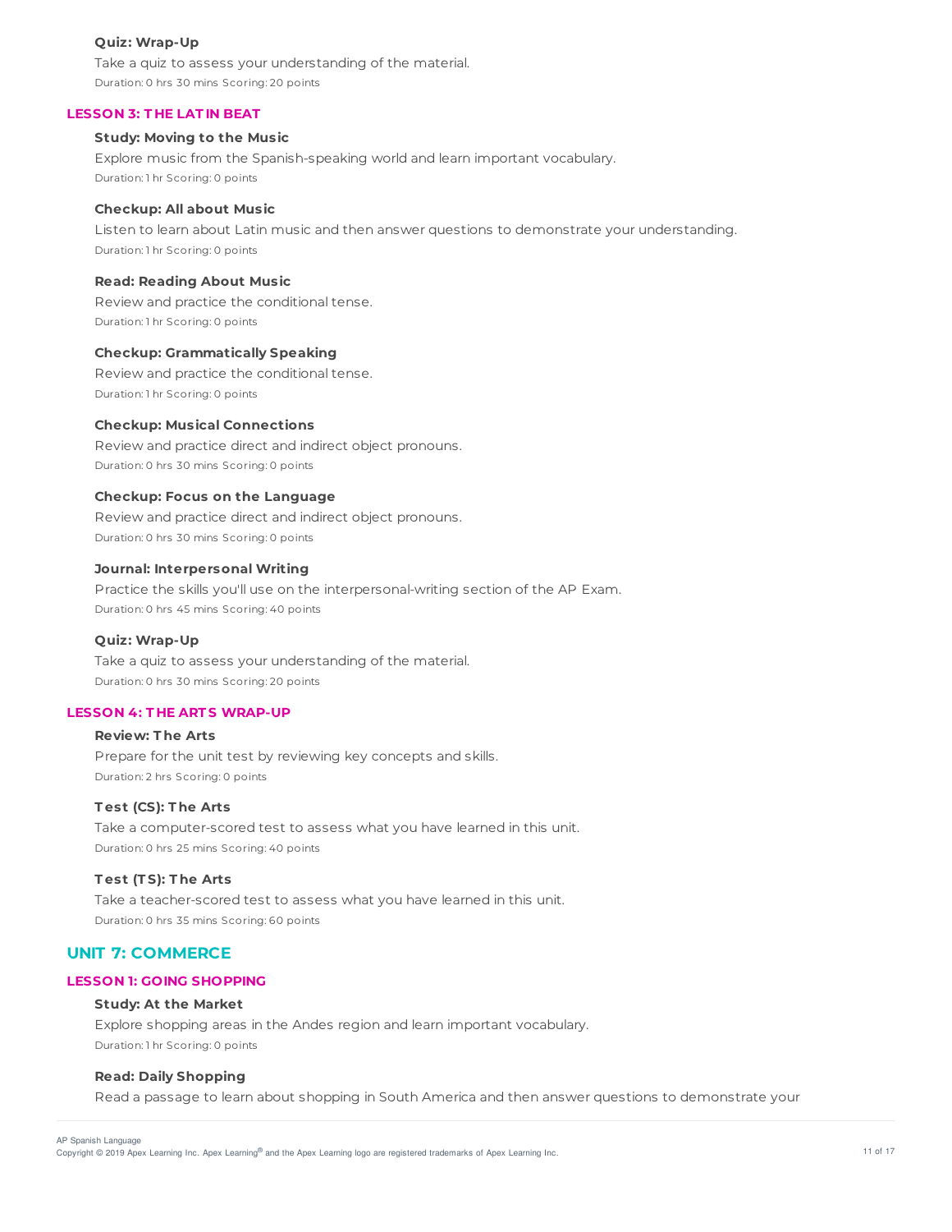**Quiz: Wrap-Up**

Take a quiz to assess your understanding of the material.

Duration: 0 hrs 30 mins Scoring: 20 points

### LESSON 3: THE LATIN BEAT

**Study: Moving to the Music**

Explore music from the Spanish-speaking world and learn important vocabulary.

Duration: 1 hr Scoring: 0 points

**Checkup: All about Music**

Listen to learn about Latin music and then answer questions to demonstrate your understanding.

Duration: 1 hr Scoring: 0 points

**Read: Reading About Music**

Review and practice the conditional tense.

Duration: 1 hr Scoring: 0 points

**Checkup: Grammatically Speaking**

Review and practice the conditional tense.

Duration: 1 hr Scoring: 0 points

**Checkup: Musical Connections**

Review and practice direct and indirect object pronouns.

Duration: 0 hrs 30 mins Scoring: 0 points

**Checkup: Focus on the Language**

Review and practice direct and indirect object pronouns.

Duration: 0 hrs 30 mins Scoring: 0 points

**Journal: Interpersonal Writing**

Practice the skills you'll use on the interpersonal-writing section of the AP Exam.

Duration: 0 hrs 45 mins Scoring: 40 points

**Quiz: Wrap-Up**

Take a quiz to assess your understanding of the material.

Duration: 0 hrs 30 mins Scoring: 20 points

### LESSON 4: THE ARTS WRAP-UP

**Review: The Arts**

Prepare for the unit test by reviewing key concepts and skills.

Duration: 2 hrs Scoring: 0 points

**Test (CS): The Arts**

Take a computer-scored test to assess what you have learned in this unit.

Duration: 0 hrs 25 mins Scoring: 40 points

**Test (TS): The Arts**

Take a teacher-scored test to assess what you have learned in this unit.

Duration: 0 hrs 35 mins Scoring: 60 points

## UNIT 7: COMMERCE

### LESSON 1: GOING SHOPPING

**Study: At the Market**

Explore shopping areas in the Andes region and learn important vocabulary.

Duration: 1 hr Scoring: 0 points

**Read: Daily Shopping**

Read a passage to learn about shopping in South America and then answer questions to demonstrate your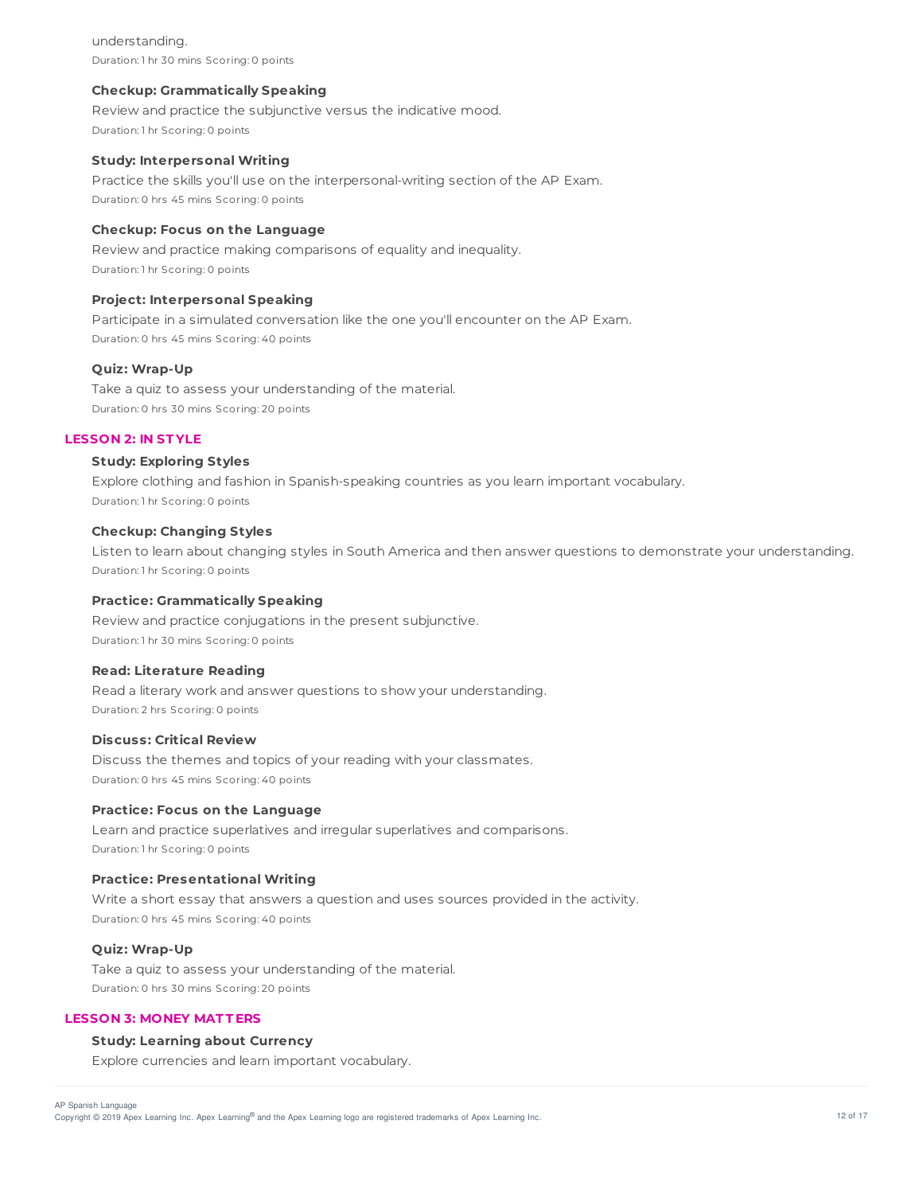understanding.

Duration: 1 hr 30 mins Scoring: 0 points

**Checkup: Grammatically Speaking**

Review and practice the subjunctive versus the indicative mood.

Duration: 1 hr Scoring: 0 points

**Study: Interpersonal Writing**

Practice the skills you'll use on the interpersonal-writing section of the AP Exam.

Duration: 0 hrs 45 mins Scoring: 0 points

**Checkup: Focus on the Language**

Review and practice making comparisons of equality and inequality.

Duration: 1 hr Scoring: 0 points

**Project: Interpersonal Speaking**

Participate in a simulated conversation like the one you'll encounter on the AP Exam.

Duration: 0 hrs 45 mins Scoring: 40 points

**Quiz: Wrap-Up**

Take a quiz to assess your understanding of the material.

Duration: 0 hrs 30 mins Scoring: 20 points

## LESSON 2: IN STYLE

**Study: Exploring Styles**

Explore clothing and fashion in Spanish-speaking countries as you learn important vocabulary.

Duration: 1 hr Scoring: 0 points

**Checkup: Changing Styles**

Listen to learn about changing styles in South America and then answer questions to demonstrate your understanding.

Duration: 1 hr Scoring: 0 points

**Practice: Grammatically Speaking**

Review and practice conjugations in the present subjunctive.

Duration: 1 hr 30 mins Scoring: 0 points

**Read: Literature Reading**

Read a literary work and answer questions to show your understanding.

Duration: 2 hrs Scoring: 0 points

**Discuss: Critical Review**

Discuss the themes and topics of your reading with your classmates.

Duration: 0 hrs 45 mins Scoring: 40 points

**Practice: Focus on the Language**

Learn and practice superlatives and irregular superlatives and comparisons.

Duration: 1 hr Scoring: 0 points

**Practice: Presentational Writing**

Write a short essay that answers a question and uses sources provided in the activity.

Duration: 0 hrs 45 mins Scoring: 40 points

**Quiz: Wrap-Up**

Take a quiz to assess your understanding of the material.

Duration: 0 hrs 30 mins Scoring: 20 points

## LESSON 3: MONEY MATTERS

**Study: Learning about Currency**

Explore currencies and learn important vocabulary.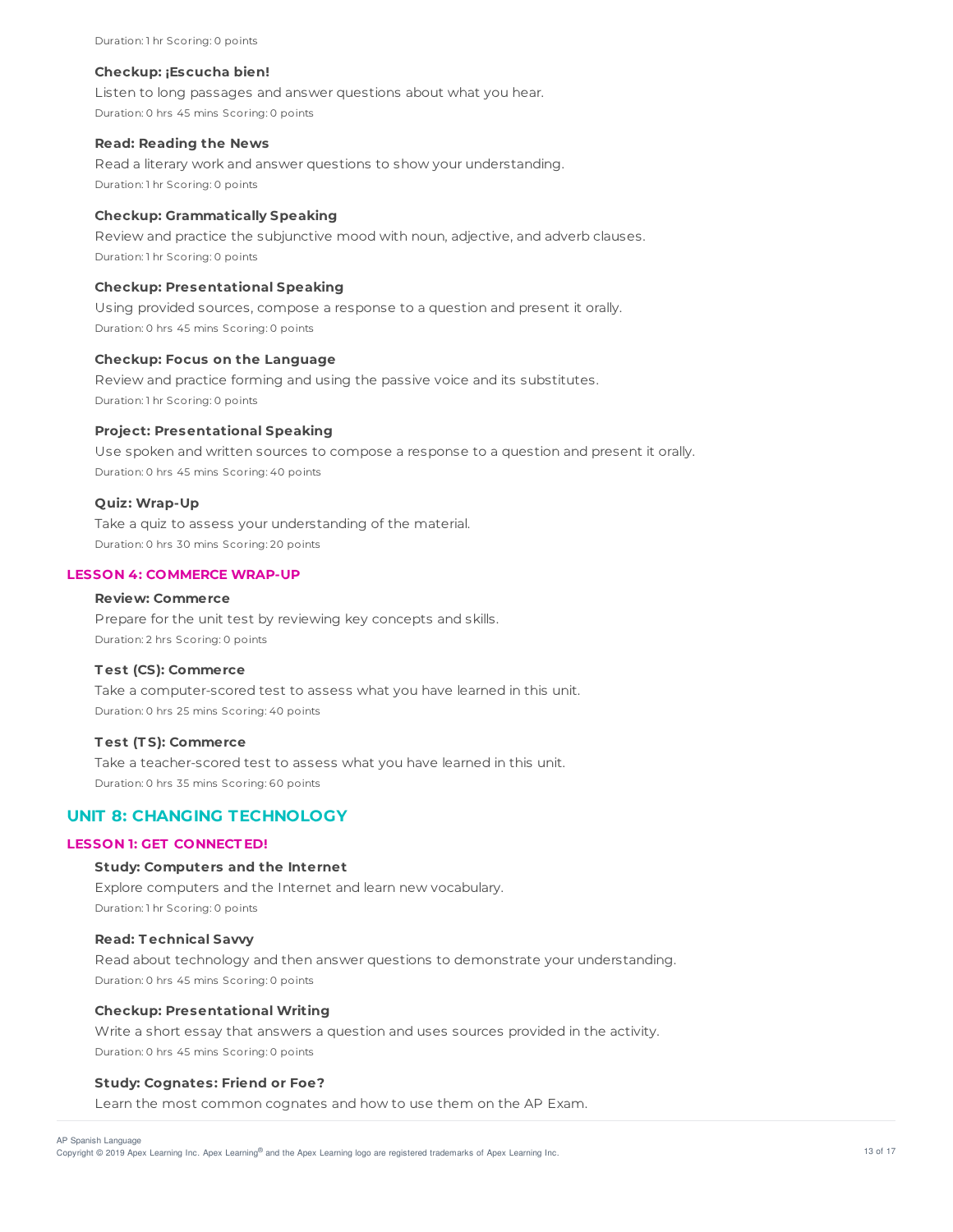Duration: 1 hr Scoring: 0 points

**Checkup: ¡Escucha bien!**

Listen to long passages and answer questions about what you hear.

Duration: 0 hrs 45 mins Scoring: 0 points

**Read: Reading the News**

Read a literary work and answer questions to show your understanding.

Duration: 1 hr Scoring: 0 points

**Checkup: Grammatically Speaking**

Review and practice the subjunctive mood with noun, adjective, and adverb clauses.

Duration: 1 hr Scoring: 0 points

**Checkup: Presentational Speaking**

Using provided sources, compose a response to a question and present it orally.

Duration: 0 hrs 45 mins Scoring: 0 points

**Checkup: Focus on the Language**

Review and practice forming and using the passive voice and its substitutes.

Duration: 1 hr Scoring: 0 points

**Project: Presentational Speaking**

Use spoken and written sources to compose a response to a question and present it orally.

Duration: 0 hrs 45 mins Scoring: 40 points

**Quiz: Wrap-Up**

Take a quiz to assess your understanding of the material.

Duration: 0 hrs 30 mins Scoring: 20 points

### LESSON 4: COMMERCE WRAP-UP

**Review: Commerce**

Prepare for the unit test by reviewing key concepts and skills.

Duration: 2 hrs Scoring: 0 points

**Test (CS): Commerce**

Take a computer-scored test to assess what you have learned in this unit.

Duration: 0 hrs 25 mins Scoring: 40 points

**Test (TS): Commerce**

Take a teacher-scored test to assess what you have learned in this unit.

Duration: 0 hrs 35 mins Scoring: 60 points

## UNIT 8: CHANGING TECHNOLOGY

### LESSON 1: GET CONNECTED!

**Study: Computers and the Internet**

Explore computers and the Internet and learn new vocabulary.

Duration: 1 hr Scoring: 0 points

**Read: Technical Savvy**

Read about technology and then answer questions to demonstrate your understanding.

Duration: 0 hrs 45 mins Scoring: 0 points

**Checkup: Presentational Writing**

Write a short essay that answers a question and uses sources provided in the activity.

Duration: 0 hrs 45 mins Scoring: 0 points

**Study: Cognates: Friend or Foe?**

Learn the most common cognates and how to use them on the AP Exam.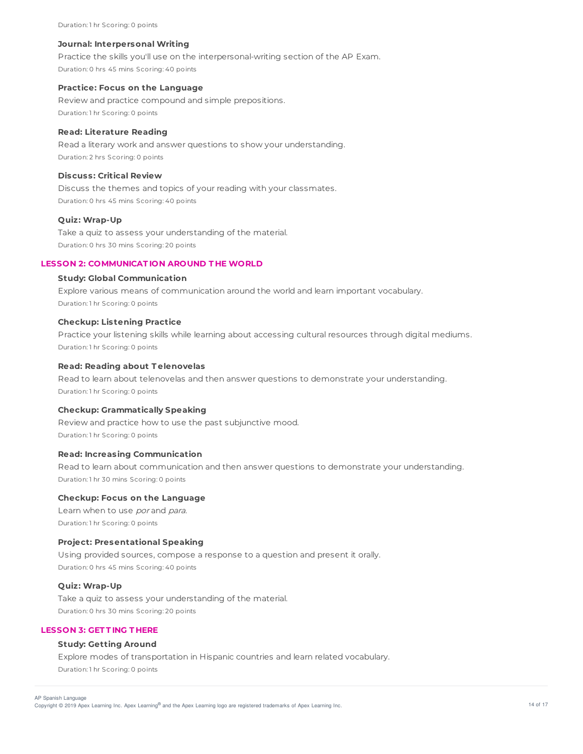Duration: 1 hr Scoring: 0 points

**Journal: Interpersonal Writing**

Practice the skills you'll use on the interpersonal-writing section of the AP Exam.

Duration: 0 hrs 45 mins Scoring: 40 points

**Practice: Focus on the Language**

Review and practice compound and simple prepositions.

Duration: 1 hr Scoring: 0 points

**Read: Literature Reading**

Read a literary work and answer questions to show your understanding.

Duration: 2 hrs Scoring: 0 points

**Discuss: Critical Review**

Discuss the themes and topics of your reading with your classmates.

Duration: 0 hrs 45 mins Scoring: 40 points

**Quiz: Wrap-Up**

Take a quiz to assess your understanding of the material.

Duration: 0 hrs 30 mins Scoring: 20 points

## LESSON 2: COMMUNICATION AROUND THE WORLD

**Study: Global Communication**

Explore various means of communication around the world and learn important vocabulary.

Duration: 1 hr Scoring: 0 points

**Checkup: Listening Practice**

Practice your listening skills while learning about accessing cultural resources through digital mediums.

Duration: 1 hr Scoring: 0 points

**Read: Reading about Telenovelas**

Read to learn about telenovelas and then answer questions to demonstrate your understanding.

Duration: 1 hr Scoring: 0 points

**Checkup: Grammatically Speaking**

Review and practice how to use the past subjunctive mood.

Duration: 1 hr Scoring: 0 points

**Read: Increasing Communication**

Read to learn about communication and then answer questions to demonstrate your understanding.

Duration: 1 hr 30 mins Scoring: 0 points

**Checkup: Focus on the Language**

Learn when to use *por* and *para*.

Duration: 1 hr Scoring: 0 points

**Project: Presentational Speaking**

Using provided sources, compose a response to a question and present it orally.

Duration: 0 hrs 45 mins Scoring: 40 points

**Quiz: Wrap-Up**

Take a quiz to assess your understanding of the material.

Duration: 0 hrs 30 mins Scoring: 20 points

## LESSON 3: GETTING THERE

**Study: Getting Around**

Explore modes of transportation in Hispanic countries and learn related vocabulary.

Duration: 1 hr Scoring: 0 points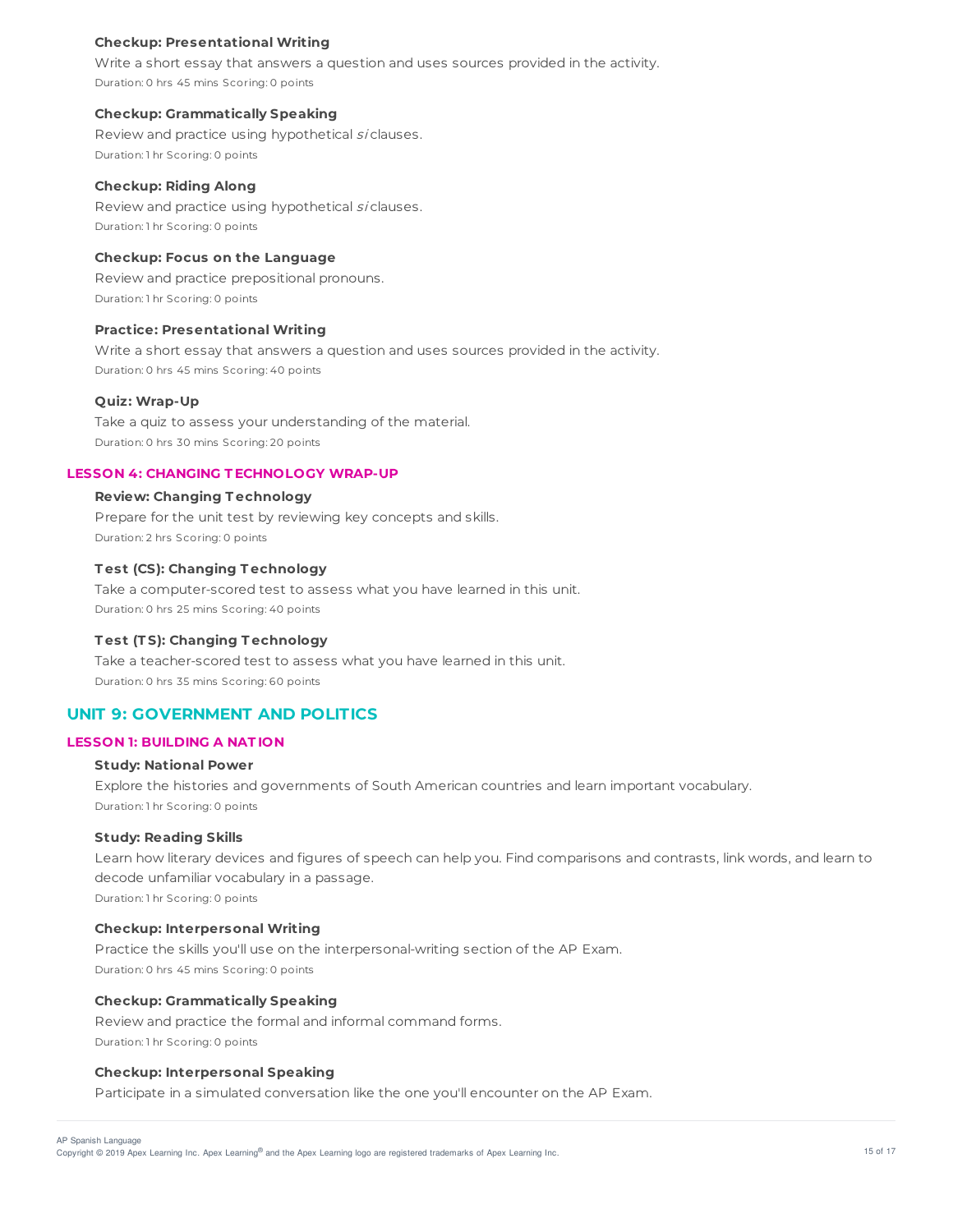**Checkup: Presentational Writing**

Write a short essay that answers a question and uses sources provided in the activity.

Duration: 0 hrs 45 mins Scoring: 0 points

**Checkup: Grammatically Speaking**

Review and practice using hypothetical *si* clauses.

Duration: 1 hr Scoring: 0 points

**Checkup: Riding Along**

Review and practice using hypothetical *si* clauses.

Duration: 1 hr Scoring: 0 points

**Checkup: Focus on the Language**

Review and practice prepositional pronouns.

Duration: 1 hr Scoring: 0 points

**Practice: Presentational Writing**

Write a short essay that answers a question and uses sources provided in the activity.

Duration: 0 hrs 45 mins Scoring: 40 points

**Quiz: Wrap-Up**

Take a quiz to assess your understanding of the material.

Duration: 0 hrs 30 mins Scoring: 20 points

### LESSON 4: CHANGING TECHNOLOGY WRAP-UP

**Review: Changing Technology**

Prepare for the unit test by reviewing key concepts and skills.

Duration: 2 hrs Scoring: 0 points

**Test (CS): Changing Technology**

Take a computer-scored test to assess what you have learned in this unit.

Duration: 0 hrs 25 mins Scoring: 40 points

**Test (TS): Changing Technology**

Take a teacher-scored test to assess what you have learned in this unit.

Duration: 0 hrs 35 mins Scoring: 60 points

## UNIT 9: GOVERNMENT AND POLITICS

### LESSON 1: BUILDING A NATION

**Study: National Power**

Explore the histories and governments of South American countries and learn important vocabulary.

Duration: 1 hr Scoring: 0 points

**Study: Reading Skills**

Learn how literary devices and figures of speech can help you. Find comparisons and contrasts, link words, and learn to decode unfamiliar vocabulary in a passage.

Duration: 1 hr Scoring: 0 points

**Checkup: Interpersonal Writing**

Practice the skills you'll use on the interpersonal-writing section of the AP Exam.

Duration: 0 hrs 45 mins Scoring: 0 points

**Checkup: Grammatically Speaking**

Review and practice the formal and informal command forms.

Duration: 1 hr Scoring: 0 points

**Checkup: Interpersonal Speaking**

Participate in a simulated conversation like the one you'll encounter on the AP Exam.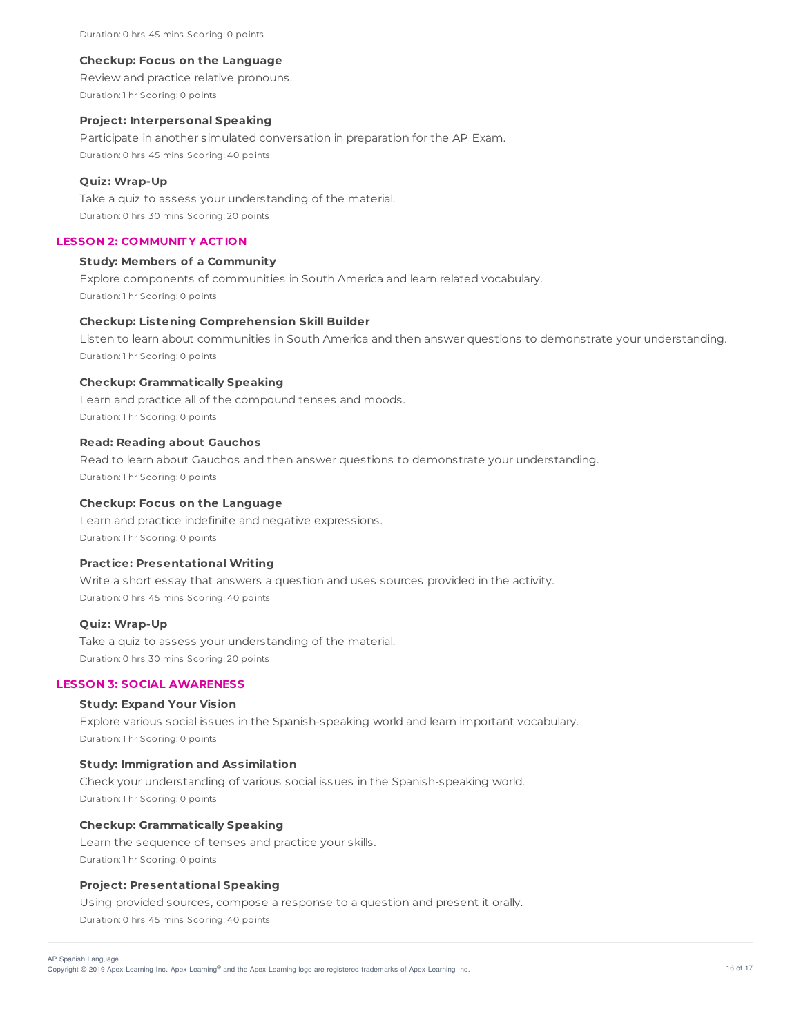Duration: 0 hrs 45 mins Scoring: 0 points

**Checkup: Focus on the Language**

Review and practice relative pronouns.

Duration: 1 hr Scoring: 0 points

**Project: Interpersonal Speaking**

Participate in another simulated conversation in preparation for the AP Exam.

Duration: 0 hrs 45 mins Scoring: 40 points

**Quiz: Wrap-Up**

Take a quiz to assess your understanding of the material.

Duration: 0 hrs 30 mins Scoring: 20 points

## LESSON 2: COMMUNITY ACTION

**Study: Members of a Community**

Explore components of communities in South America and learn related vocabulary.

Duration: 1 hr Scoring: 0 points

**Checkup: Listening Comprehension Skill Builder**

Listen to learn about communities in South America and then answer questions to demonstrate your understanding.

Duration: 1 hr Scoring: 0 points

**Checkup: Grammatically Speaking**

Learn and practice all of the compound tenses and moods.

Duration: 1 hr Scoring: 0 points

**Read: Reading about Gauchos**

Read to learn about Gauchos and then answer questions to demonstrate your understanding.

Duration: 1 hr Scoring: 0 points

**Checkup: Focus on the Language**

Learn and practice indefinite and negative expressions.

Duration: 1 hr Scoring: 0 points

**Practice: Presentational Writing**

Write a short essay that answers a question and uses sources provided in the activity.

Duration: 0 hrs 45 mins Scoring: 40 points

**Quiz: Wrap-Up**

Take a quiz to assess your understanding of the material.

Duration: 0 hrs 30 mins Scoring: 20 points

## LESSON 3: SOCIAL AWARENESS

**Study: Expand Your Vision**

Explore various social issues in the Spanish-speaking world and learn important vocabulary.

Duration: 1 hr Scoring: 0 points

**Study: Immigration and Assimilation**

Check your understanding of various social issues in the Spanish-speaking world.

Duration: 1 hr Scoring: 0 points

**Checkup: Grammatically Speaking**

Learn the sequence of tenses and practice your skills.

Duration: 1 hr Scoring: 0 points

**Project: Presentational Speaking**

Using provided sources, compose a response to a question and present it orally.

Duration: 0 hrs 45 mins Scoring: 40 points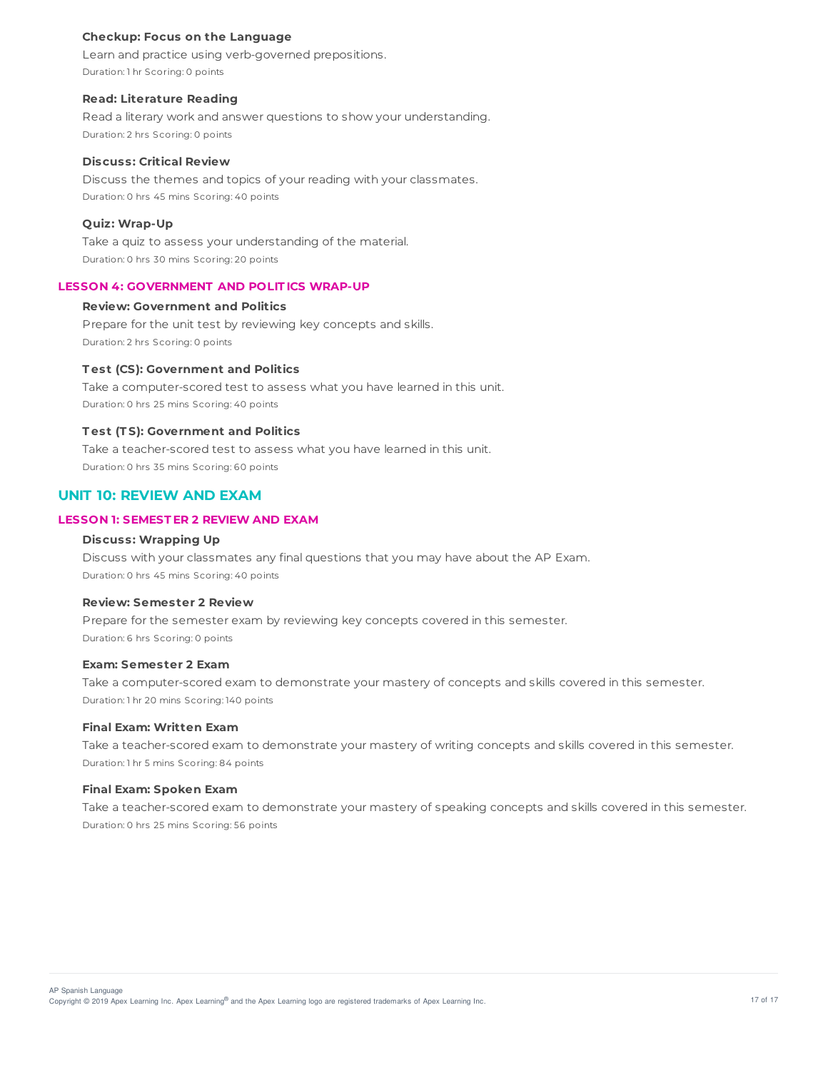**Checkup: Focus on the Language**

Learn and practice using verb-governed prepositions.

Duration: 1 hr Scoring: 0 points

**Read: Literature Reading**

Read a literary work and answer questions to show your understanding.

Duration: 2 hrs Scoring: 0 points

**Discuss: Critical Review**

Discuss the themes and topics of your reading with your classmates.

Duration: 0 hrs 45 mins Scoring: 40 points

**Quiz: Wrap-Up**

Take a quiz to assess your understanding of the material.

Duration: 0 hrs 30 mins Scoring: 20 points

### LESSON 4: GOVERNMENT AND POLITICS WRAP-UP

**Review: Government and Politics**

Prepare for the unit test by reviewing key concepts and skills.

Duration: 2 hrs Scoring: 0 points

**Test (CS): Government and Politics**

Take a computer-scored test to assess what you have learned in this unit.

Duration: 0 hrs 25 mins Scoring: 40 points

**Test (TS): Government and Politics**

Take a teacher-scored test to assess what you have learned in this unit.

Duration: 0 hrs 35 mins Scoring: 60 points

## UNIT 10: REVIEW AND EXAM

### LESSON 1: SEMESTER 2 REVIEW AND EXAM

**Discuss: Wrapping Up**

Discuss with your classmates any final questions that you may have about the AP Exam.

Duration: 0 hrs 45 mins Scoring: 40 points

**Review: Semester 2 Review**

Prepare for the semester exam by reviewing key concepts covered in this semester.

Duration: 6 hrs Scoring: 0 points

**Exam: Semester 2 Exam**

Take a computer-scored exam to demonstrate your mastery of concepts and skills covered in this semester.

Duration: 1 hr 20 mins Scoring: 140 points

**Final Exam: Written Exam**

Take a teacher-scored exam to demonstrate your mastery of writing concepts and skills covered in this semester.

Duration: 1 hr 5 mins Scoring: 84 points

**Final Exam: Spoken Exam**

Take a teacher-scored exam to demonstrate your mastery of speaking concepts and skills covered in this semester.

Duration: 0 hrs 25 mins Scoring: 56 points